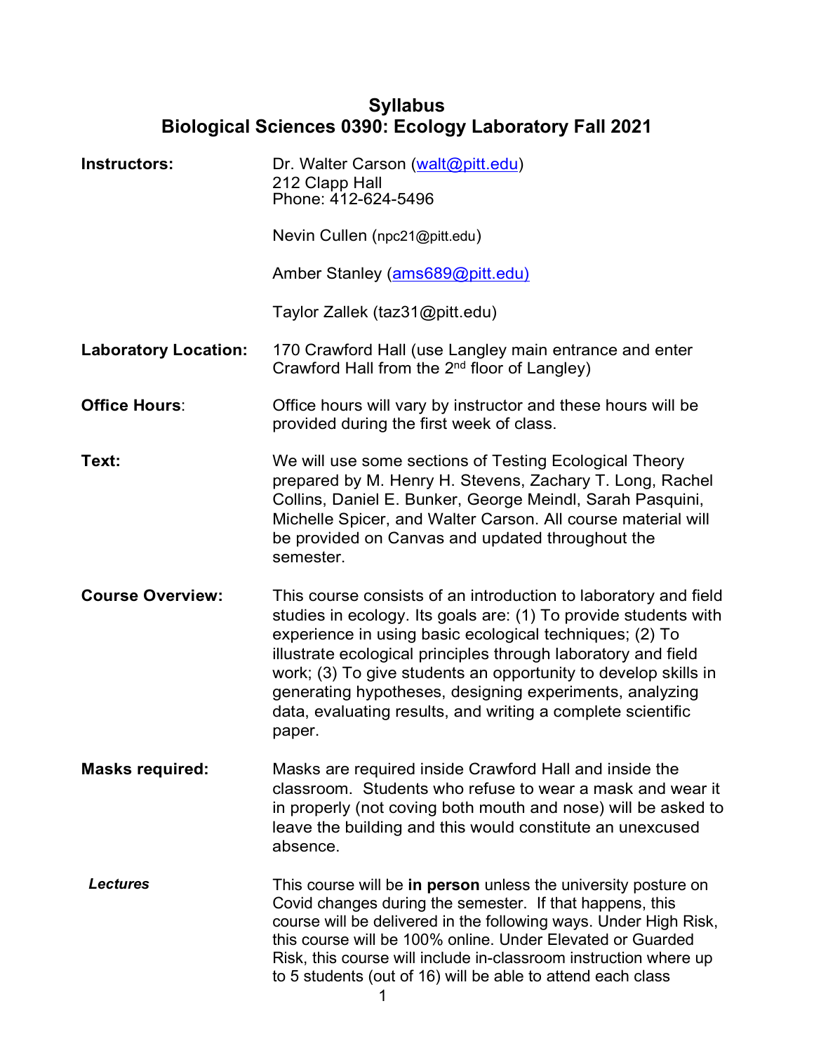# Syllabus

## Biological Sciences 0390: Ecology Laboratory Fall 2021

**Instructors:** Dr. Walter Carson (walt@pitt.edu)
212 Clapp Hall
Phone: 412-624-5496

Nevin Cullen (npc21@pitt.edu)

Amber Stanley (ams689@pitt.edu)

Taylor Zallek (taz31@pitt.edu)

**Laboratory Location:** 170 Crawford Hall (use Langley main entrance and enter Crawford Hall from the 2nd floor of Langley)

**Office Hours**: Office hours will vary by instructor and these hours will be provided during the first week of class.

**Text:** We will use some sections of Testing Ecological Theory prepared by M. Henry H. Stevens, Zachary T. Long, Rachel Collins, Daniel E. Bunker, George Meindl, Sarah Pasquini, Michelle Spicer, and Walter Carson. All course material will be provided on Canvas and updated throughout the semester.

**Course Overview:** This course consists of an introduction to laboratory and field studies in ecology. Its goals are: (1) To provide students with experience in using basic ecological techniques; (2) To illustrate ecological principles through laboratory and field work; (3) To give students an opportunity to develop skills in generating hypotheses, designing experiments, analyzing data, evaluating results, and writing a complete scientific paper.

**Masks required:** Masks are required inside Crawford Hall and inside the classroom. Students who refuse to wear a mask and wear it in properly (not coving both mouth and nose) will be asked to leave the building and this would constitute an unexcused absence.

***Lectures*** This course will be **in person** unless the university posture on Covid changes during the semester. If that happens, this course will be delivered in the following ways. Under High Risk, this course will be 100% online. Under Elevated or Guarded Risk, this course will include in-classroom instruction where up to 5 students (out of 16) will be able to attend each class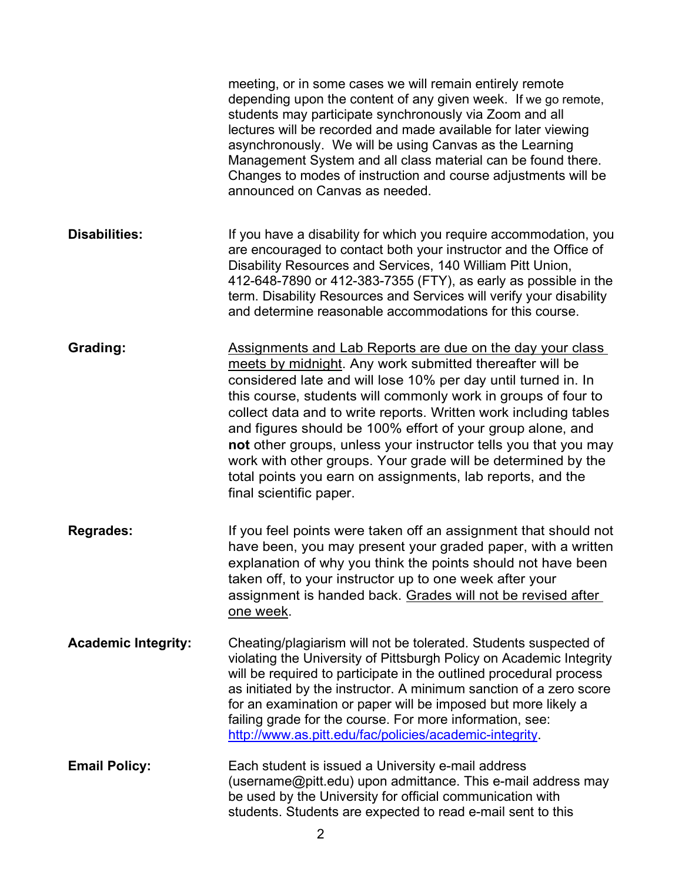meeting, or in some cases we will remain entirely remote depending upon the content of any given week. If we go remote, students may participate synchronously via Zoom and all lectures will be recorded and made available for later viewing asynchronously. We will be using Canvas as the Learning Management System and all class material can be found there. Changes to modes of instruction and course adjustments will be announced on Canvas as needed.

**Disabilities:** If you have a disability for which you require accommodation, you are encouraged to contact both your instructor and the Office of Disability Resources and Services, 140 William Pitt Union, 412-648-7890 or 412-383-7355 (FTY), as early as possible in the term. Disability Resources and Services will verify your disability and determine reasonable accommodations for this course.

**Grading:** <u>Assignments and Lab Reports are due on the day your class meets by midnight</u>. Any work submitted thereafter will be considered late and will lose 10% per day until turned in. In this course, students will commonly work in groups of four to collect data and to write reports. Written work including tables and figures should be 100% effort of your group alone, and **not** other groups, unless your instructor tells you that you may work with other groups. Your grade will be determined by the total points you earn on assignments, lab reports, and the final scientific paper.

**Regrades:** If you feel points were taken off an assignment that should not have been, you may present your graded paper, with a written explanation of why you think the points should not have been taken off, to your instructor up to one week after your assignment is handed back. <u>Grades will not be revised after one week</u>.

**Academic Integrity:** Cheating/plagiarism will not be tolerated. Students suspected of violating the University of Pittsburgh Policy on Academic Integrity will be required to participate in the outlined procedural process as initiated by the instructor. A minimum sanction of a zero score for an examination or paper will be imposed but more likely a failing grade for the course. For more information, see: http://www.as.pitt.edu/fac/policies/academic-integrity.

**Email Policy:** Each student is issued a University e-mail address (username@pitt.edu) upon admittance. This e-mail address may be used by the University for official communication with students. Students are expected to read e-mail sent to this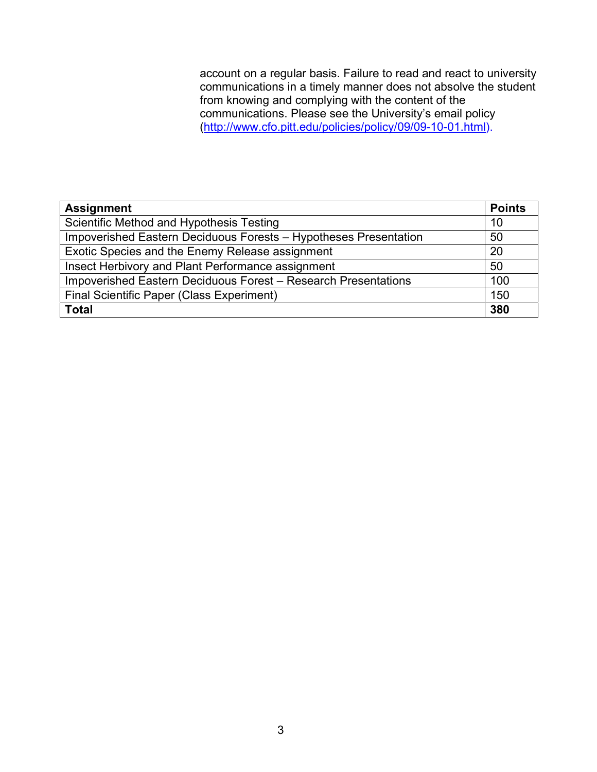account on a regular basis. Failure to read and react to university communications in a timely manner does not absolve the student from knowing and complying with the content of the communications. Please see the University's email policy (http://www.cfo.pitt.edu/policies/policy/09/09-10-01.html).

| **Assignment** | **Points** |
| --- | --- |
| Scientific Method and Hypothesis Testing | 10 |
| Impoverished Eastern Deciduous Forests – Hypotheses Presentation | 50 |
| Exotic Species and the Enemy Release assignment | 20 |
| Insect Herbivory and Plant Performance assignment | 50 |
| Impoverished Eastern Deciduous Forest – Research Presentations | 100 |
| Final Scientific Paper (Class Experiment) | 150 |
| **Total** | **380** |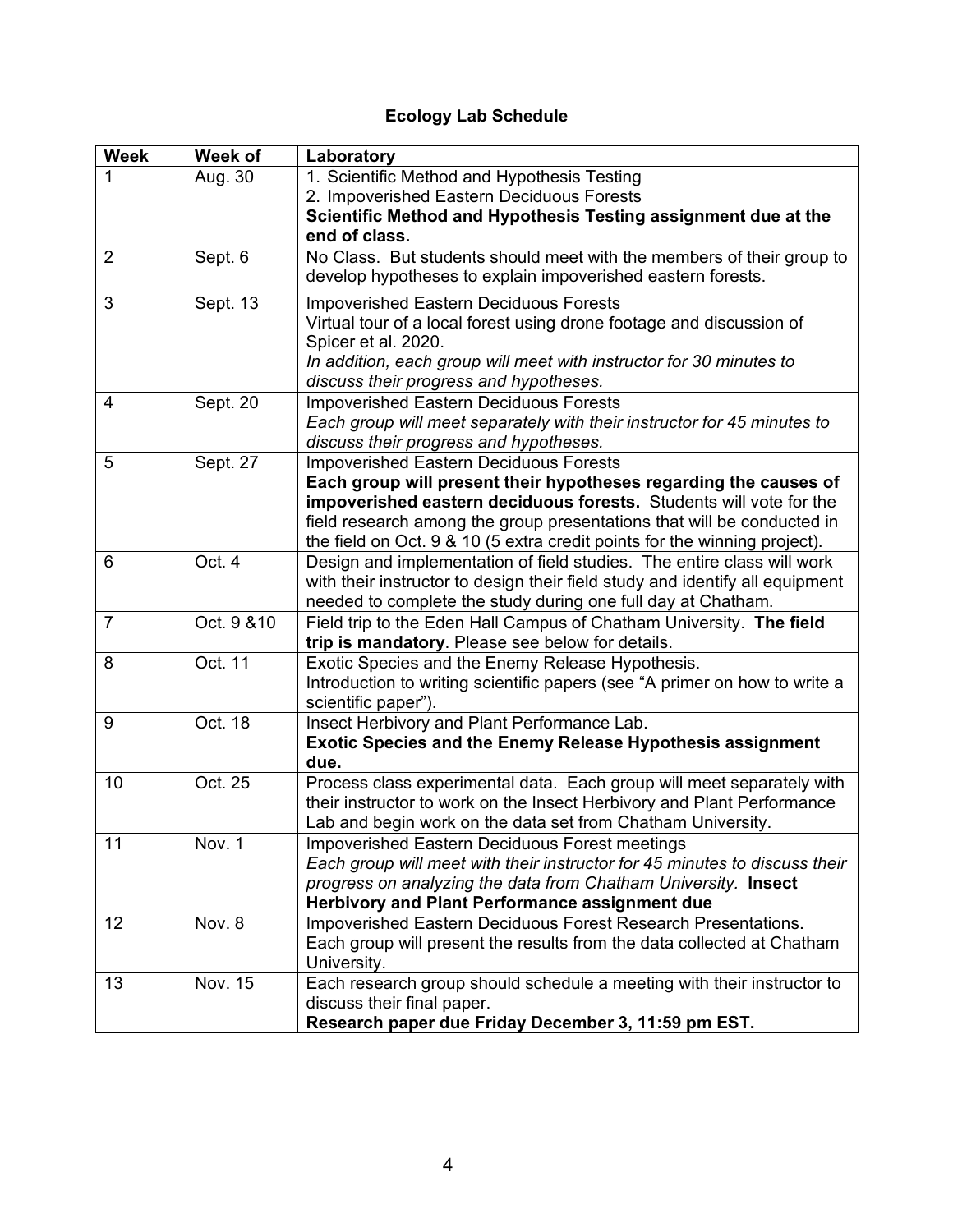# Ecology Lab Schedule

| Week | Week of | Laboratory |
|---|---|---|
| 1 | Aug. 30 | 1. Scientific Method and Hypothesis Testing<br>2. Impoverished Eastern Deciduous Forests<br>**Scientific Method and Hypothesis Testing assignment due at the end of class.** |
| 2 | Sept. 6 | No Class. But students should meet with the members of their group to develop hypotheses to explain impoverished eastern forests. |
| 3 | Sept. 13 | Impoverished Eastern Deciduous Forests<br>Virtual tour of a local forest using drone footage and discussion of Spicer et al. 2020.<br>*In addition, each group will meet with instructor for 30 minutes to discuss their progress and hypotheses.* |
| 4 | Sept. 20 | Impoverished Eastern Deciduous Forests<br>*Each group will meet separately with their instructor for 45 minutes to discuss their progress and hypotheses.* |
| 5 | Sept. 27 | Impoverished Eastern Deciduous Forests<br>**Each group will present their hypotheses regarding the causes of impoverished eastern deciduous forests.** Students will vote for the field research among the group presentations that will be conducted in the field on Oct. 9 & 10 (5 extra credit points for the winning project). |
| 6 | Oct. 4 | Design and implementation of field studies. The entire class will work with their instructor to design their field study and identify all equipment needed to complete the study during one full day at Chatham. |
| 7 | Oct. 9 &10 | Field trip to the Eden Hall Campus of Chatham University. **The field trip is mandatory**. Please see below for details. |
| 8 | Oct. 11 | Exotic Species and the Enemy Release Hypothesis.<br>Introduction to writing scientific papers (see "A primer on how to write a scientific paper"). |
| 9 | Oct. 18 | Insect Herbivory and Plant Performance Lab.<br>**Exotic Species and the Enemy Release Hypothesis assignment due.** |
| 10 | Oct. 25 | Process class experimental data. Each group will meet separately with their instructor to work on the Insect Herbivory and Plant Performance Lab and begin work on the data set from Chatham University. |
| 11 | Nov. 1 | Impoverished Eastern Deciduous Forest meetings<br>*Each group will meet with their instructor for 45 minutes to discuss their progress on analyzing the data from Chatham University.* **Insect Herbivory and Plant Performance assignment due** |
| 12 | Nov. 8 | Impoverished Eastern Deciduous Forest Research Presentations.<br>Each group will present the results from the data collected at Chatham University. |
| 13 | Nov. 15 | Each research group should schedule a meeting with their instructor to discuss their final paper.<br>**Research paper due Friday December 3, 11:59 pm EST.** |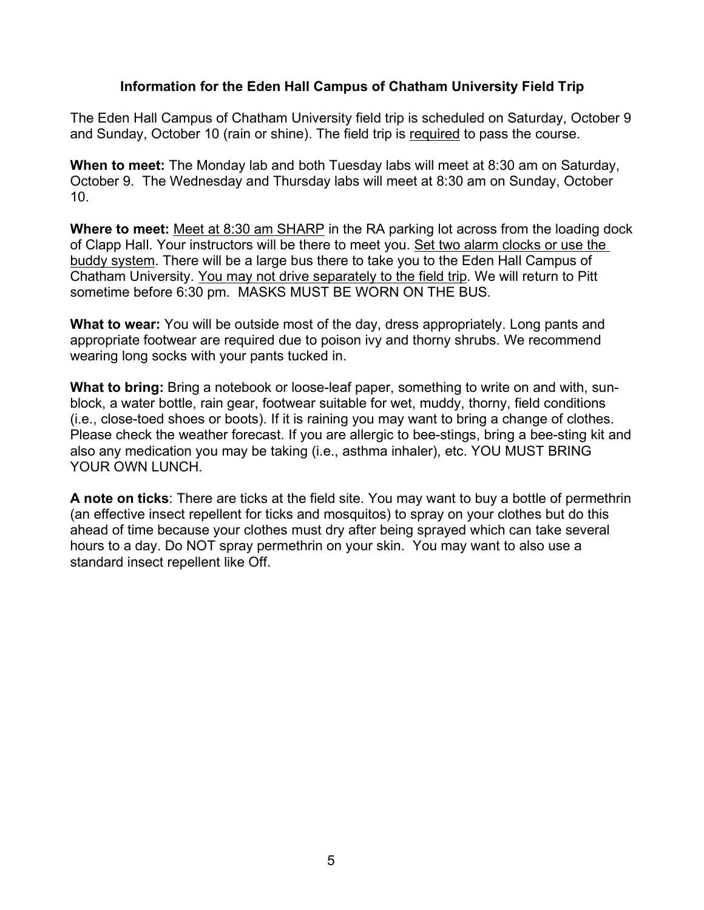### Information for the Eden Hall Campus of Chatham University Field Trip

The Eden Hall Campus of Chatham University field trip is scheduled on Saturday, October 9 and Sunday, October 10 (rain or shine). The field trip is <u>required</u> to pass the course.

**When to meet:** The Monday lab and both Tuesday labs will meet at 8:30 am on Saturday, October 9. The Wednesday and Thursday labs will meet at 8:30 am on Sunday, October 10.

**Where to meet:** <u>Meet at 8:30 am SHARP</u> in the RA parking lot across from the loading dock of Clapp Hall. Your instructors will be there to meet you. <u>Set two alarm clocks or use the buddy system</u>. There will be a large bus there to take you to the Eden Hall Campus of Chatham University. <u>You may not drive separately to the field trip</u>. We will return to Pitt sometime before 6:30 pm. MASKS MUST BE WORN ON THE BUS.

**What to wear:** You will be outside most of the day, dress appropriately. Long pants and appropriate footwear are required due to poison ivy and thorny shrubs. We recommend wearing long socks with your pants tucked in.

**What to bring:** Bring a notebook or loose-leaf paper, something to write on and with, sun-block, a water bottle, rain gear, footwear suitable for wet, muddy, thorny, field conditions (i.e., close-toed shoes or boots). If it is raining you may want to bring a change of clothes. Please check the weather forecast. If you are allergic to bee-stings, bring a bee-sting kit and also any medication you may be taking (i.e., asthma inhaler), etc. YOU MUST BRING YOUR OWN LUNCH.

**A note on ticks**: There are ticks at the field site. You may want to buy a bottle of permethrin (an effective insect repellent for ticks and mosquitos) to spray on your clothes but do this ahead of time because your clothes must dry after being sprayed which can take several hours to a day. Do NOT spray permethrin on your skin. You may want to also use a standard insect repellent like Off.